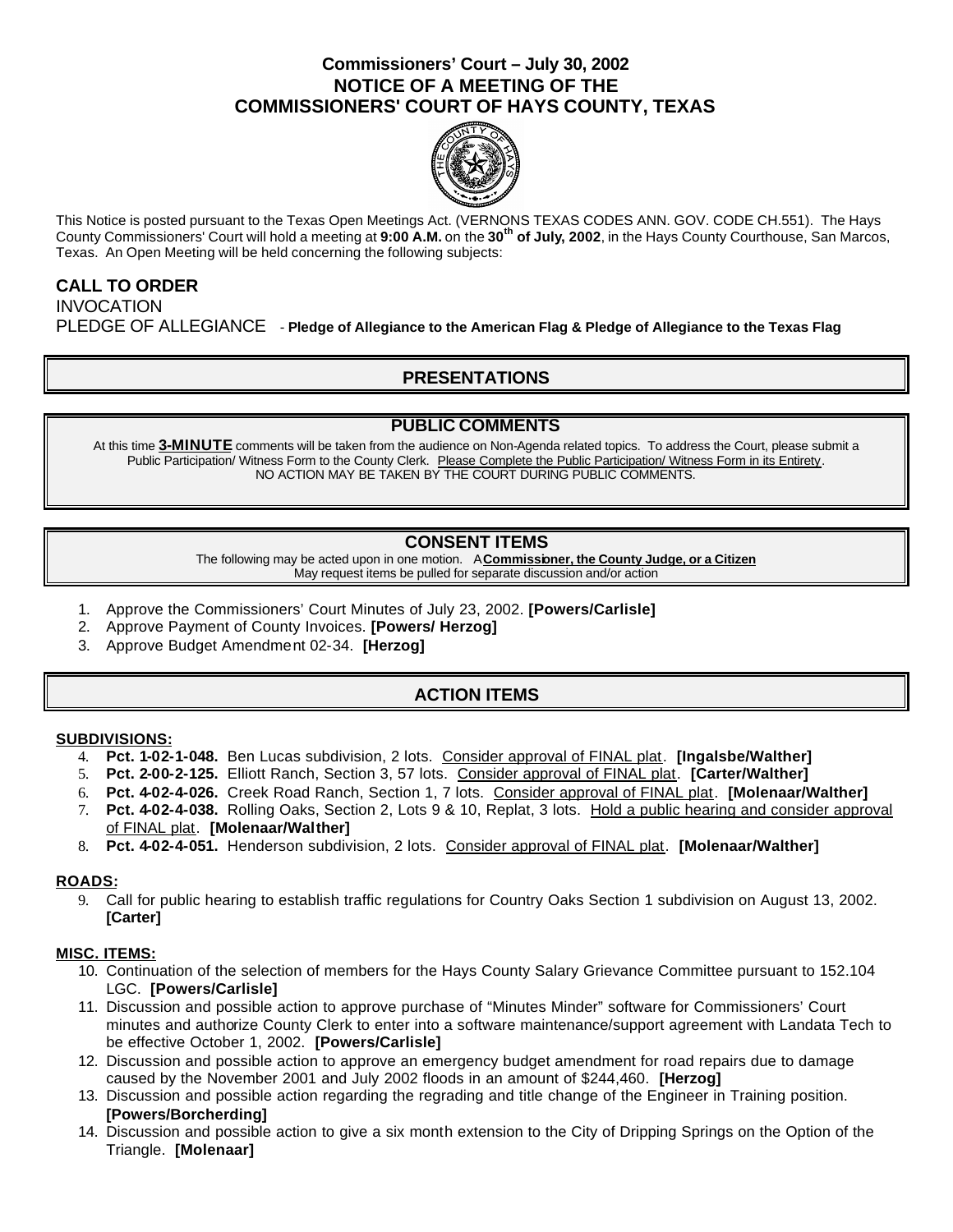# Commissioners' Court – July 30, 2002
# NOTICE OF A MEETING OF THE COMMISSIONERS' COURT OF HAYS COUNTY, TEXAS

This Notice is posted pursuant to the Texas Open Meetings Act. (VERNONS TEXAS CODES ANN. GOV. CODE CH.551). The Hays County Commissioners' Court will hold a meeting at **9:00 A.M.** on the **30th of July, 2002**, in the Hays County Courthouse, San Marcos, Texas. An Open Meeting will be held concerning the following subjects:

**CALL TO ORDER**

INVOCATION

PLEDGE OF ALLEGIANCE - **Pledge of Allegiance to the American Flag & Pledge of Allegiance to the Texas Flag**

## PRESENTATIONS

## PUBLIC COMMENTS

At this time **3-MINUTE** comments will be taken from the audience on Non-Agenda related topics. To address the Court, please submit a Public Participation/ Witness Form to the County Clerk. Please Complete the Public Participation/ Witness Form in its Entirety. NO ACTION MAY BE TAKEN BY THE COURT DURING PUBLIC COMMENTS.

## CONSENT ITEMS

The following may be acted upon in one motion. A **Commissioner, the County Judge, or a Citizen** May request items be pulled for separate discussion and/or action

1. Approve the Commissioners' Court Minutes of July 23, 2002. **[Powers/Carlisle]**
2. Approve Payment of County Invoices. **[Powers/ Herzog]**
3. Approve Budget Amendment 02-34. **[Herzog]**

## ACTION ITEMS

**SUBDIVISIONS:**

4. **Pct. 1-02-1-048.** Ben Lucas subdivision, 2 lots. Consider approval of FINAL plat. **[Ingalsbe/Walther]**
5. **Pct. 2-00-2-125.** Elliott Ranch, Section 3, 57 lots. Consider approval of FINAL plat. **[Carter/Walther]**
6. **Pct. 4-02-4-026.** Creek Road Ranch, Section 1, 7 lots. Consider approval of FINAL plat. **[Molenaar/Walther]**
7. **Pct. 4-02-4-038.** Rolling Oaks, Section 2, Lots 9 & 10, Replat, 3 lots. Hold a public hearing and consider approval of FINAL plat. **[Molenaar/Walther]**
8. **Pct. 4-02-4-051.** Henderson subdivision, 2 lots. Consider approval of FINAL plat. **[Molenaar/Walther]**

**ROADS:**

9. Call for public hearing to establish traffic regulations for Country Oaks Section 1 subdivision on August 13, 2002. **[Carter]**

**MISC. ITEMS:**

10. Continuation of the selection of members for the Hays County Salary Grievance Committee pursuant to 152.104 LGC. **[Powers/Carlisle]**
11. Discussion and possible action to approve purchase of "Minutes Minder" software for Commissioners' Court minutes and authorize County Clerk to enter into a software maintenance/support agreement with Landata Tech to be effective October 1, 2002. **[Powers/Carlisle]**
12. Discussion and possible action to approve an emergency budget amendment for road repairs due to damage caused by the November 2001 and July 2002 floods in an amount of $244,460. **[Herzog]**
13. Discussion and possible action regarding the regrading and title change of the Engineer in Training position. **[Powers/Borcherding]**
14. Discussion and possible action to give a six month extension to the City of Dripping Springs on the Option of the Triangle. **[Molenaar]**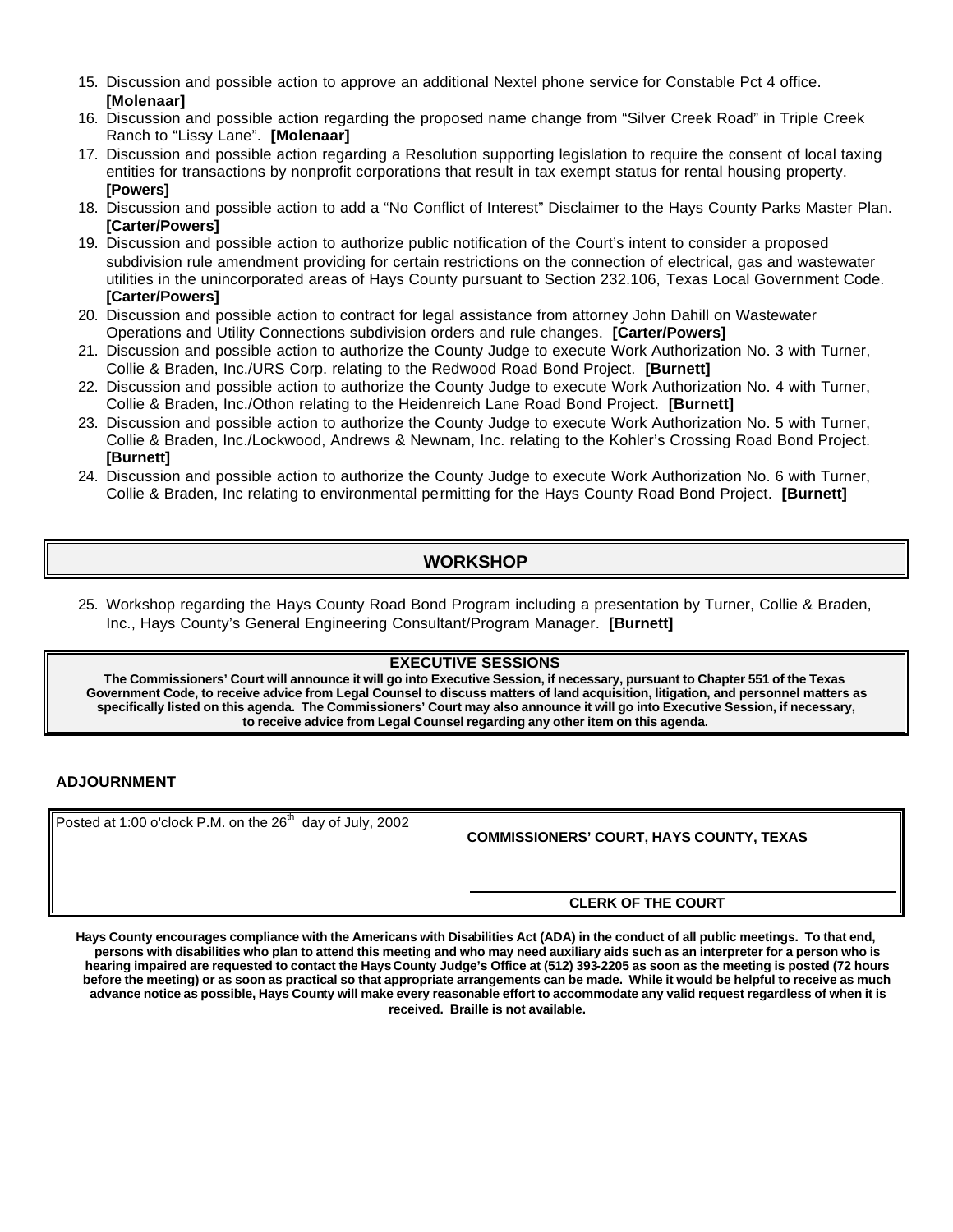15. Discussion and possible action to approve an additional Nextel phone service for Constable Pct 4 office. **[Molenaar]**
16. Discussion and possible action regarding the proposed name change from "Silver Creek Road" in Triple Creek Ranch to "Lissy Lane". **[Molenaar]**
17. Discussion and possible action regarding a Resolution supporting legislation to require the consent of local taxing entities for transactions by nonprofit corporations that result in tax exempt status for rental housing property. **[Powers]**
18. Discussion and possible action to add a "No Conflict of Interest" Disclaimer to the Hays County Parks Master Plan. **[Carter/Powers]**
19. Discussion and possible action to authorize public notification of the Court's intent to consider a proposed subdivision rule amendment providing for certain restrictions on the connection of electrical, gas and wastewater utilities in the unincorporated areas of Hays County pursuant to Section 232.106, Texas Local Government Code. **[Carter/Powers]**
20. Discussion and possible action to contract for legal assistance from attorney John Dahill on Wastewater Operations and Utility Connections subdivision orders and rule changes. **[Carter/Powers]**
21. Discussion and possible action to authorize the County Judge to execute Work Authorization No. 3 with Turner, Collie & Braden, Inc./URS Corp. relating to the Redwood Road Bond Project. **[Burnett]**
22. Discussion and possible action to authorize the County Judge to execute Work Authorization No. 4 with Turner, Collie & Braden, Inc./Othon relating to the Heidenreich Lane Road Bond Project. **[Burnett]**
23. Discussion and possible action to authorize the County Judge to execute Work Authorization No. 5 with Turner, Collie & Braden, Inc./Lockwood, Andrews & Newnam, Inc. relating to the Kohler's Crossing Road Bond Project. **[Burnett]**
24. Discussion and possible action to authorize the County Judge to execute Work Authorization No. 6 with Turner, Collie & Braden, Inc relating to environmental permitting for the Hays County Road Bond Project. **[Burnett]**

## WORKSHOP

25. Workshop regarding the Hays County Road Bond Program including a presentation by Turner, Collie & Braden, Inc., Hays County's General Engineering Consultant/Program Manager. **[Burnett]**

## EXECUTIVE SESSIONS

**The Commissioners' Court will announce it will go into Executive Session, if necessary, pursuant to Chapter 551 of the Texas Government Code, to receive advice from Legal Counsel to discuss matters of land acquisition, litigation, and personnel matters as specifically listed on this agenda. The Commissioners' Court may also announce it will go into Executive Session, if necessary, to receive advice from Legal Counsel regarding any other item on this agenda.**

**ADJOURNMENT**

Posted at 1:00 o'clock P.M. on the 26th day of July, 2002

**COMMISSIONERS' COURT, HAYS COUNTY, TEXAS**

**CLERK OF THE COURT**

**Hays County encourages compliance with the Americans with Disabilities Act (ADA) in the conduct of all public meetings. To that end, persons with disabilities who plan to attend this meeting and who may need auxiliary aids such as an interpreter for a person who is hearing impaired are requested to contact the Hays County Judge's Office at (512) 393-2205 as soon as the meeting is posted (72 hours before the meeting) or as soon as practical so that appropriate arrangements can be made. While it would be helpful to receive as much advance notice as possible, Hays County will make every reasonable effort to accommodate any valid request regardless of when it is received. Braille is not available.**